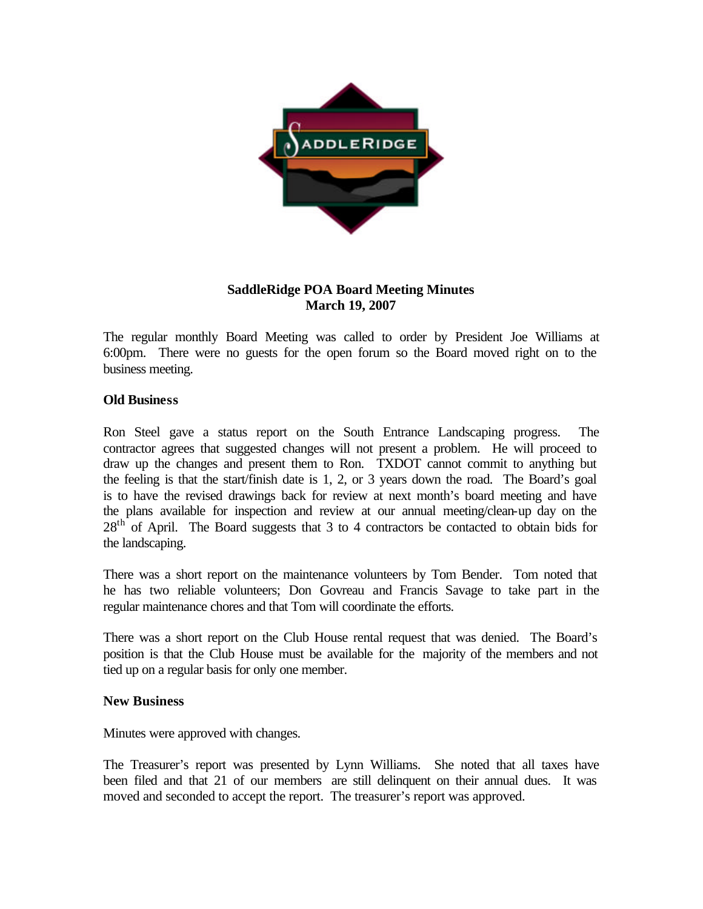# SaddleRidge POA Board Meeting Minutes
## March 19, 2007

The regular monthly Board Meeting was called to order by President Joe Williams at 6:00pm. There were no guests for the open forum so the Board moved right on to the business meeting.

### Old Business

Ron Steel gave a status report on the South Entrance Landscaping progress. The contractor agrees that suggested changes will not present a problem. He will proceed to draw up the changes and present them to Ron. TXDOT cannot commit to anything but the feeling is that the start/finish date is 1, 2, or 3 years down the road. The Board's goal is to have the revised drawings back for review at next month's board meeting and have the plans available for inspection and review at our annual meeting/clean-up day on the 28th of April. The Board suggests that 3 to 4 contractors be contacted to obtain bids for the landscaping.

There was a short report on the maintenance volunteers by Tom Bender. Tom noted that he has two reliable volunteers; Don Govreau and Francis Savage to take part in the regular maintenance chores and that Tom will coordinate the efforts.

There was a short report on the Club House rental request that was denied. The Board's position is that the Club House must be available for the majority of the members and not tied up on a regular basis for only one member.

### New Business

Minutes were approved with changes.

The Treasurer's report was presented by Lynn Williams. She noted that all taxes have been filed and that 21 of our members are still delinquent on their annual dues. It was moved and seconded to accept the report. The treasurer's report was approved.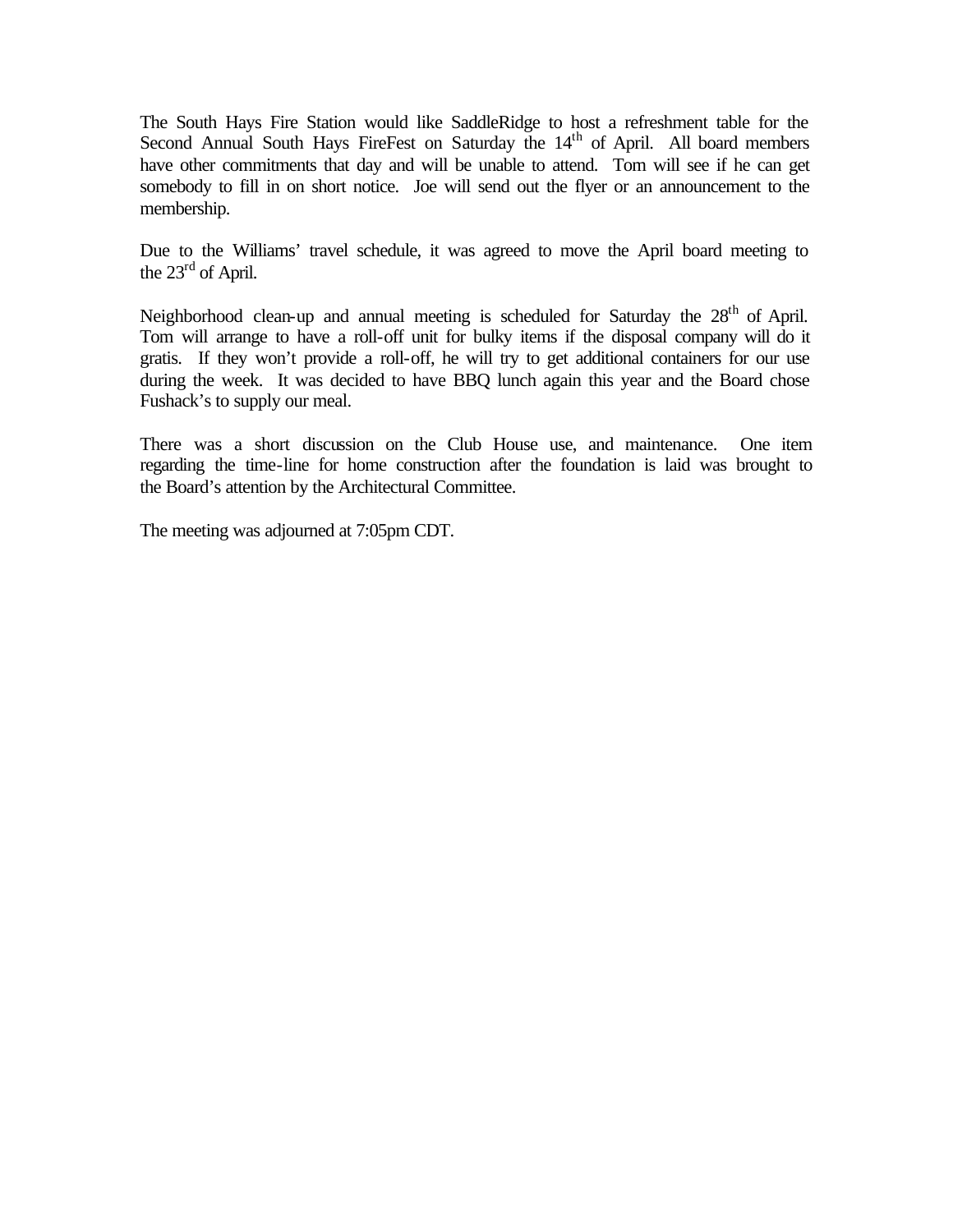The South Hays Fire Station would like SaddleRidge to host a refreshment table for the Second Annual South Hays FireFest on Saturday the 14th of April. All board members have other commitments that day and will be unable to attend. Tom will see if he can get somebody to fill in on short notice. Joe will send out the flyer or an announcement to the membership.

Due to the Williams' travel schedule, it was agreed to move the April board meeting to the 23rd of April.

Neighborhood clean-up and annual meeting is scheduled for Saturday the 28th of April. Tom will arrange to have a roll-off unit for bulky items if the disposal company will do it gratis. If they won't provide a roll-off, he will try to get additional containers for our use during the week. It was decided to have BBQ lunch again this year and the Board chose Fushack's to supply our meal.

There was a short discussion on the Club House use, and maintenance. One item regarding the time-line for home construction after the foundation is laid was brought to the Board's attention by the Architectural Committee.

The meeting was adjourned at 7:05pm CDT.